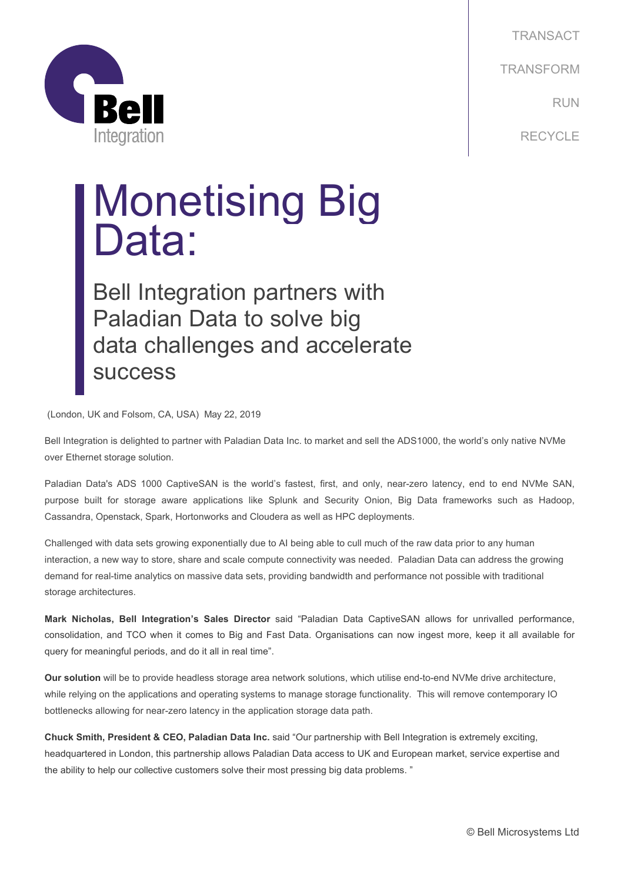TRANSACT

TRANSFORM

RUN

RECYCLE

# Monetising Big Data:

## Bell Integration partners with Paladian Data to solve big data challenges and accelerate success

(London, UK and Folsom, CA, USA) May 22, 2019

Bell Integration is delighted to partner with Paladian Data Inc. to market and sell the ADS1000, the world's only native NVMe over Ethernet storage solution.

Paladian Data's ADS 1000 CaptiveSAN is the world's fastest, first, and only, near-zero latency, end to end NVMe SAN, purpose built for storage aware applications like Splunk and Security Onion, Big Data frameworks such as Hadoop, Cassandra, Openstack, Spark, Hortonworks and Cloudera as well as HPC deployments.

Challenged with data sets growing exponentially due to AI being able to cull much of the raw data prior to any human interaction, a new way to store, share and scale compute connectivity was needed. Paladian Data can address the growing demand for real-time analytics on massive data sets, providing bandwidth and performance not possible with traditional storage architectures.

**Mark Nicholas, Bell Integration's Sales Director** said "Paladian Data CaptiveSAN allows for unrivalled performance, consolidation, and TCO when it comes to Big and Fast Data. Organisations can now ingest more, keep it all available for query for meaningful periods, and do it all in real time".

**Our solution** will be to provide headless storage area network solutions, which utilise end-to-end NVMe drive architecture, while relying on the applications and operating systems to manage storage functionality. This will remove contemporary IO bottlenecks allowing for near-zero latency in the application storage data path.

**Chuck Smith, President & CEO, Paladian Data Inc.** said "Our partnership with Bell Integration is extremely exciting, headquartered in London, this partnership allows Paladian Data access to UK and European market, service expertise and the ability to help our collective customers solve their most pressing big data problems. "

© Bell Microsystems Ltd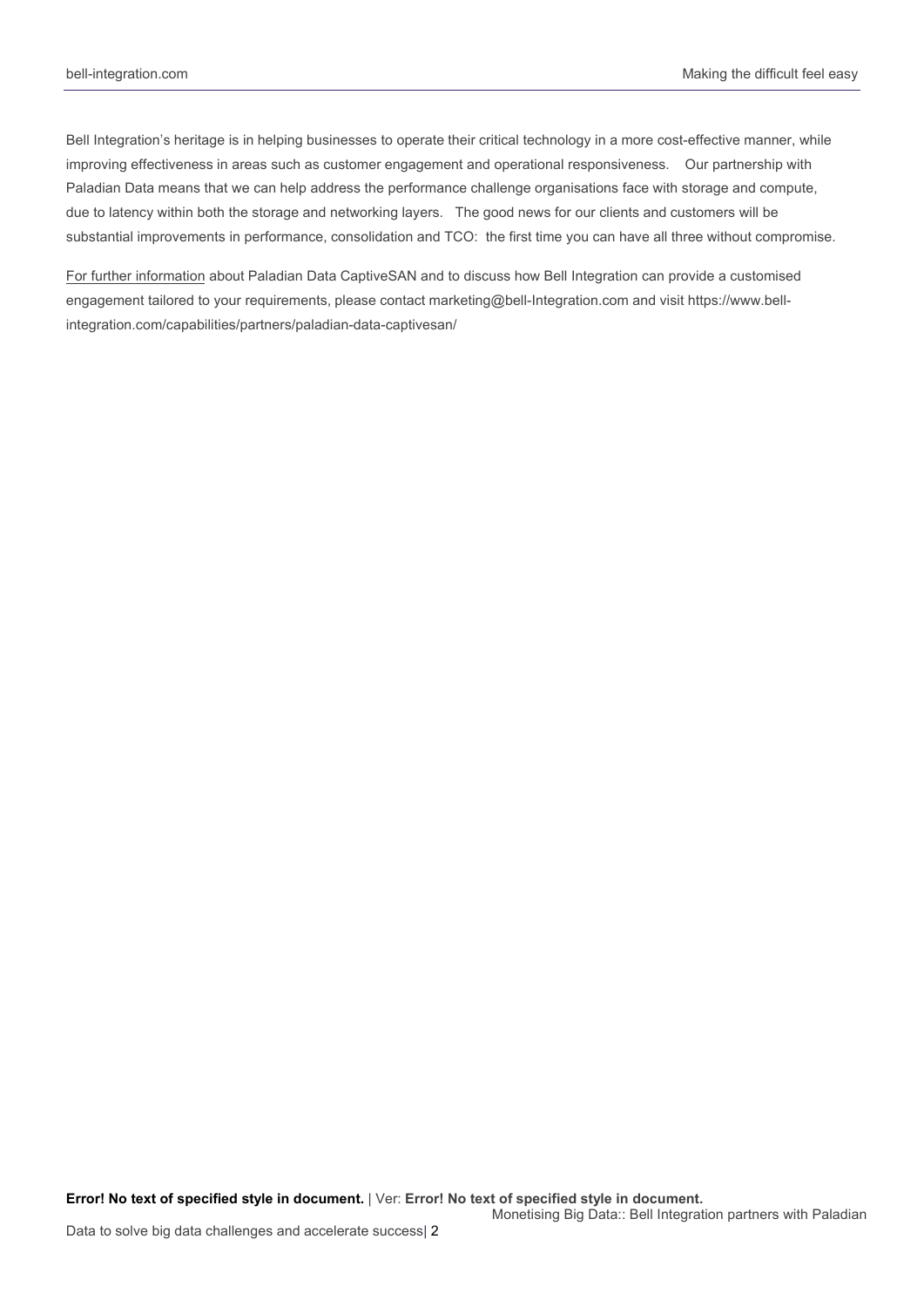Bell Integration's heritage is in helping businesses to operate their critical technology in a more cost-effective manner, while improving effectiveness in areas such as customer engagement and operational responsiveness. Our partnership with Paladian Data means that we can help address the performance challenge organisations face with storage and compute, due to latency within both the storage and networking layers. The good news for our clients and customers will be substantial improvements in performance, consolidation and TCO: the first time you can have all three without compromise.

For further information about Paladian Data CaptiveSAN and to discuss how Bell Integration can provide a customised engagement tailored to your requirements, please contact marketing@bell-Integration.com and visit https://www.bell-integration.com/capabilities/partners/paladian-data-captivesan/